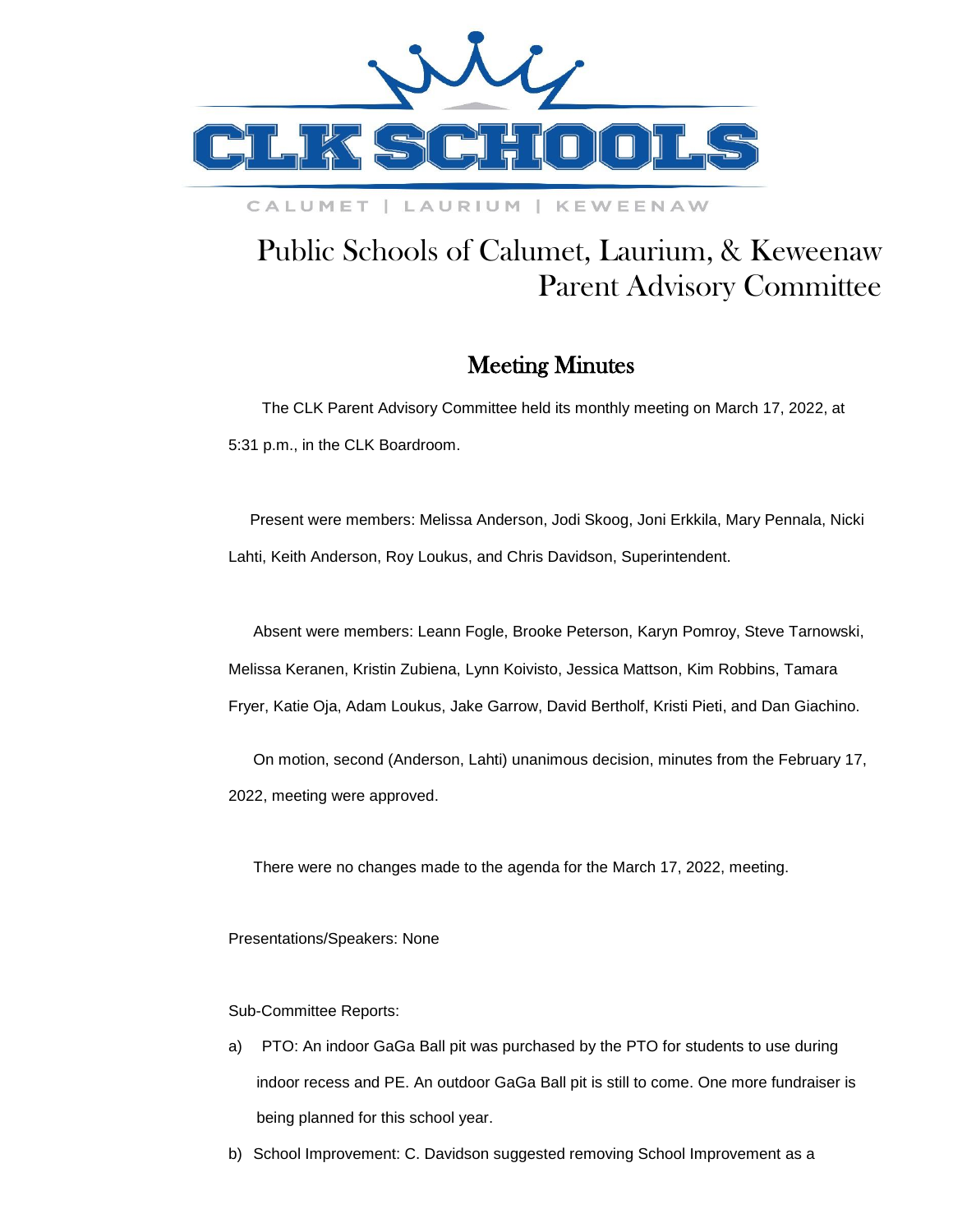# CLK SCHOOLS

CALUMET | LAURIUM | KEWEENAW

# Public Schools of Calumet, Laurium, & Keweenaw Parent Advisory Committee

## Meeting Minutes

The CLK Parent Advisory Committee held its monthly meeting on March 17, 2022, at 5:31 p.m., in the CLK Boardroom.

Present were members: Melissa Anderson, Jodi Skoog, Joni Erkkila, Mary Pennala, Nicki Lahti, Keith Anderson, Roy Loukus, and Chris Davidson, Superintendent.

Absent were members: Leann Fogle, Brooke Peterson, Karyn Pomroy, Steve Tarnowski, Melissa Keranen, Kristin Zubiena, Lynn Koivisto, Jessica Mattson, Kim Robbins, Tamara Fryer, Katie Oja, Adam Loukus, Jake Garrow, David Bertholf, Kristi Pieti, and Dan Giachino.

On motion, second (Anderson, Lahti) unanimous decision, minutes from the February 17, 2022, meeting were approved.

There were no changes made to the agenda for the March 17, 2022, meeting.

Presentations/Speakers: None

Sub-Committee Reports:

a) PTO: An indoor GaGa Ball pit was purchased by the PTO for students to use during indoor recess and PE. An outdoor GaGa Ball pit is still to come. One more fundraiser is being planned for this school year.

b) School Improvement: C. Davidson suggested removing School Improvement as a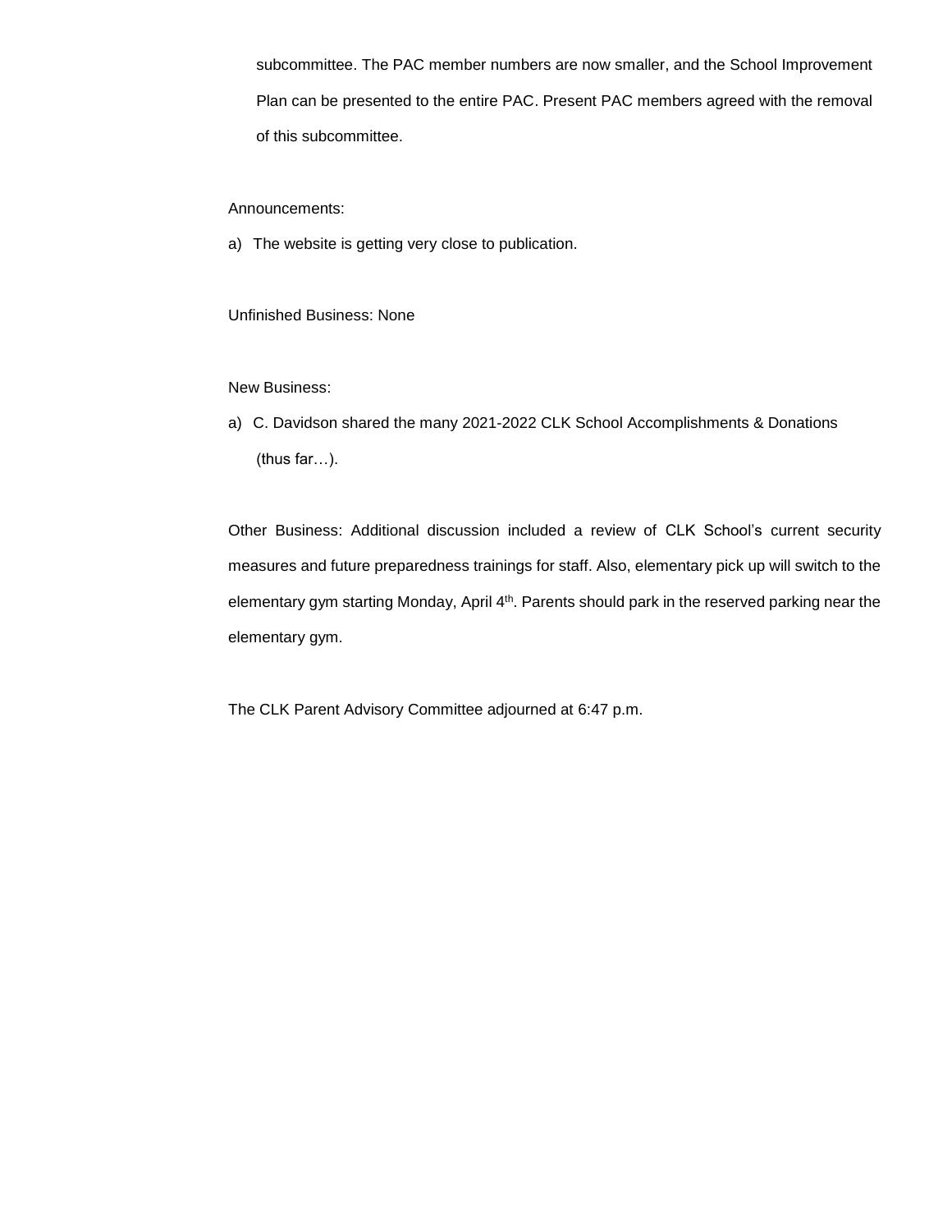subcommittee. The PAC member numbers are now smaller, and the School Improvement Plan can be presented to the entire PAC. Present PAC members agreed with the removal of this subcommittee.

Announcements:

a) The website is getting very close to publication.

Unfinished Business: None

New Business:

a) C. Davidson shared the many 2021-2022 CLK School Accomplishments & Donations (thus far…).

Other Business: Additional discussion included a review of CLK School's current security measures and future preparedness trainings for staff. Also, elementary pick up will switch to the elementary gym starting Monday, April 4th. Parents should park in the reserved parking near the elementary gym.

The CLK Parent Advisory Committee adjourned at 6:47 p.m.